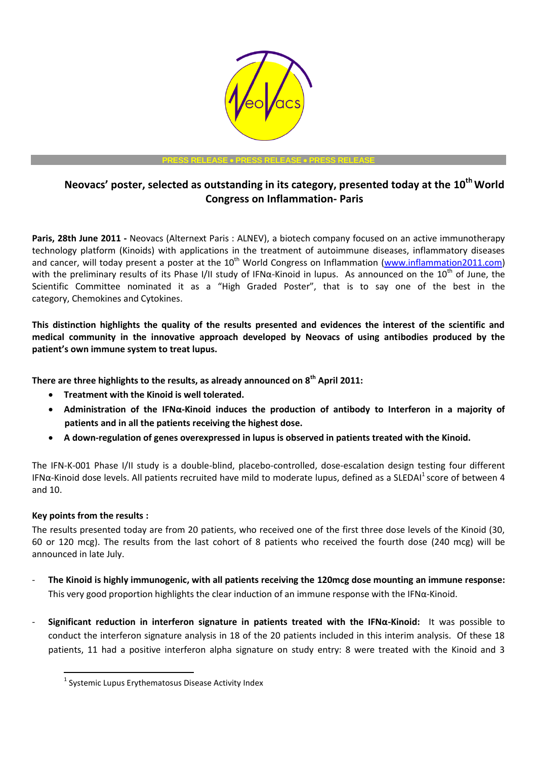PRESS RELEASE • PRESS RELEASE • PRESS RELEASE

# Neovacs' poster, selected as outstanding in its category, presented today at the 10th World Congress on Inflammation- Paris

**Paris, 28th June 2011 -** Neovacs (Alternext Paris : ALNEV), a biotech company focused on an active immunotherapy technology platform (Kinoids) with applications in the treatment of autoimmune diseases, inflammatory diseases and cancer, will today present a poster at the 10th World Congress on Inflammation (www.inflammation2011.com) with the preliminary results of its Phase I/II study of IFNα-Kinoid in lupus. As announced on the 10th of June, the Scientific Committee nominated it as a "High Graded Poster", that is to say one of the best in the category, Chemokines and Cytokines.

**This distinction highlights the quality of the results presented and evidences the interest of the scientific and medical community in the innovative approach developed by Neovacs of using antibodies produced by the patient's own immune system to treat lupus.**

**There are three highlights to the results, as already announced on 8th April 2011:**

- **Treatment with the Kinoid is well tolerated.**
- **Administration of the IFNα-Kinoid induces the production of antibody to Interferon in a majority of patients and in all the patients receiving the highest dose.**
- **A down-regulation of genes overexpressed in lupus is observed in patients treated with the Kinoid.**

The IFN-K-001 Phase I/II study is a double-blind, placebo-controlled, dose-escalation design testing four different IFNα-Kinoid dose levels. All patients recruited have mild to moderate lupus, defined as a SLEDAI[1] score of between 4 and 10.

**Key points from the results :**

The results presented today are from 20 patients, who received one of the first three dose levels of the Kinoid (30, 60 or 120 mcg). The results from the last cohort of 8 patients who received the fourth dose (240 mcg) will be announced in late July.

- **The Kinoid is highly immunogenic, with all patients receiving the 120mcg dose mounting an immune response:** This very good proportion highlights the clear induction of an immune response with the IFNα-Kinoid.

- **Significant reduction in interferon signature in patients treated with the IFNα-Kinoid:** It was possible to conduct the interferon signature analysis in 18 of the 20 patients included in this interim analysis. Of these 18 patients, 11 had a positive interferon alpha signature on study entry: 8 were treated with the Kinoid and 3

[1] Systemic Lupus Erythematosus Disease Activity Index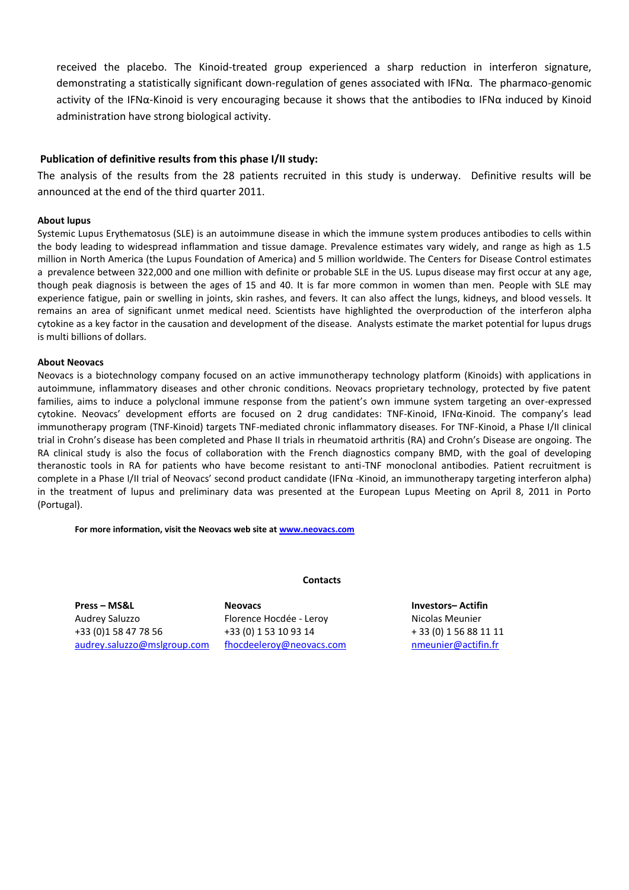received the placebo. The Kinoid-treated group experienced a sharp reduction in interferon signature, demonstrating a statistically significant down-regulation of genes associated with IFNα. The pharmaco-genomic activity of the IFNα-Kinoid is very encouraging because it shows that the antibodies to IFNα induced by Kinoid administration have strong biological activity.

**Publication of definitive results from this phase I/II study:**

The analysis of the results from the 28 patients recruited in this study is underway. Definitive results will be announced at the end of the third quarter 2011.

**About lupus**

Systemic Lupus Erythematosus (SLE) is an autoimmune disease in which the immune system produces antibodies to cells within the body leading to widespread inflammation and tissue damage. Prevalence estimates vary widely, and range as high as 1.5 million in North America (the Lupus Foundation of America) and 5 million worldwide. The Centers for Disease Control estimates a prevalence between 322,000 and one million with definite or probable SLE in the US. Lupus disease may first occur at any age, though peak diagnosis is between the ages of 15 and 40. It is far more common in women than men. People with SLE may experience fatigue, pain or swelling in joints, skin rashes, and fevers. It can also affect the lungs, kidneys, and blood vessels. It remains an area of significant unmet medical need. Scientists have highlighted the overproduction of the interferon alpha cytokine as a key factor in the causation and development of the disease. Analysts estimate the market potential for lupus drugs is multi billions of dollars.

**About Neovacs**

Neovacs is a biotechnology company focused on an active immunotherapy technology platform (Kinoids) with applications in autoimmune, inflammatory diseases and other chronic conditions. Neovacs proprietary technology, protected by five patent families, aims to induce a polyclonal immune response from the patient's own immune system targeting an over-expressed cytokine. Neovacs' development efforts are focused on 2 drug candidates: TNF-Kinoid, IFNα-Kinoid. The company's lead immunotherapy program (TNF-Kinoid) targets TNF-mediated chronic inflammatory diseases. For TNF-Kinoid, a Phase I/II clinical trial in Crohn's disease has been completed and Phase II trials in rheumatoid arthritis (RA) and Crohn's Disease are ongoing. The RA clinical study is also the focus of collaboration with the French diagnostics company BMD, with the goal of developing theranostic tools in RA for patients who have become resistant to anti-TNF monoclonal antibodies. Patient recruitment is complete in a Phase I/II trial of Neovacs' second product candidate (IFNα -Kinoid, an immunotherapy targeting interferon alpha) in the treatment of lupus and preliminary data was presented at the European Lupus Meeting on April 8, 2011 in Porto (Portugal).

**For more information, visit the Neovacs web site at [www.neovacs.com](http://www.neovacs.com)**

**Contacts**

| | | |
|---|---|---|
| **Press – MS&L** | **Neovacs** | **Investors– Actifin** |
| Audrey Saluzzo | Florence Hocdée - Leroy | Nicolas Meunier |
| +33 (0)1 58 47 78 56 | +33 (0) 1 53 10 93 14 | + 33 (0) 1 56 88 11 11 |
| audrey.saluzzo@mslgroup.com | fhocdeeleroy@neovacs.com | nmeunier@actifin.fr |